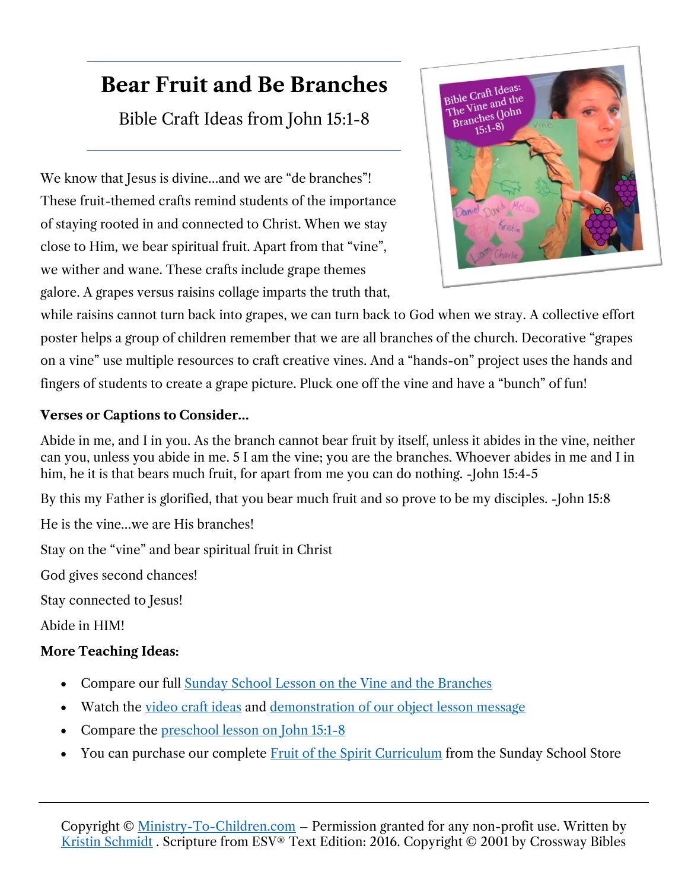# Bear Fruit and Be Branches

Bible Craft Ideas from John 15:1-8

We know that Jesus is divine…and we are "de branches"! These fruit-themed crafts remind students of the importance of staying rooted in and connected to Christ. When we stay close to Him, we bear spiritual fruit. Apart from that "vine", we wither and wane. These crafts include grape themes galore. A grapes versus raisins collage imparts the truth that, while raisins cannot turn back into grapes, we can turn back to God when we stray. A collective effort poster helps a group of children remember that we are all branches of the church. Decorative "grapes on a vine" use multiple resources to craft creative vines. And a "hands-on" project uses the hands and fingers of students to create a grape picture. Pluck one off the vine and have a "bunch" of fun!

**Verses or Captions to Consider…**

Abide in me, and I in you. As the branch cannot bear fruit by itself, unless it abides in the vine, neither can you, unless you abide in me. 5 I am the vine; you are the branches. Whoever abides in me and I in him, he it is that bears much fruit, for apart from me you can do nothing. -John 15:4-5

By this my Father is glorified, that you bear much fruit and so prove to be my disciples. -John 15:8

He is the vine…we are His branches!

Stay on the "vine" and bear spiritual fruit in Christ

God gives second chances!

Stay connected to Jesus!

Abide in HIM!

**More Teaching Ideas:**

- Compare our full Sunday School Lesson on the Vine and the Branches
- Watch the video craft ideas and demonstration of our object lesson message
- Compare the preschool lesson on John 15:1-8
- You can purchase our complete Fruit of the Spirit Curriculum from the Sunday School Store

Copyright © Ministry-To-Children.com – Permission granted for any non-profit use. Written by Kristin Schmidt . Scripture from ESV® Text Edition: 2016. Copyright © 2001 by Crossway Bibles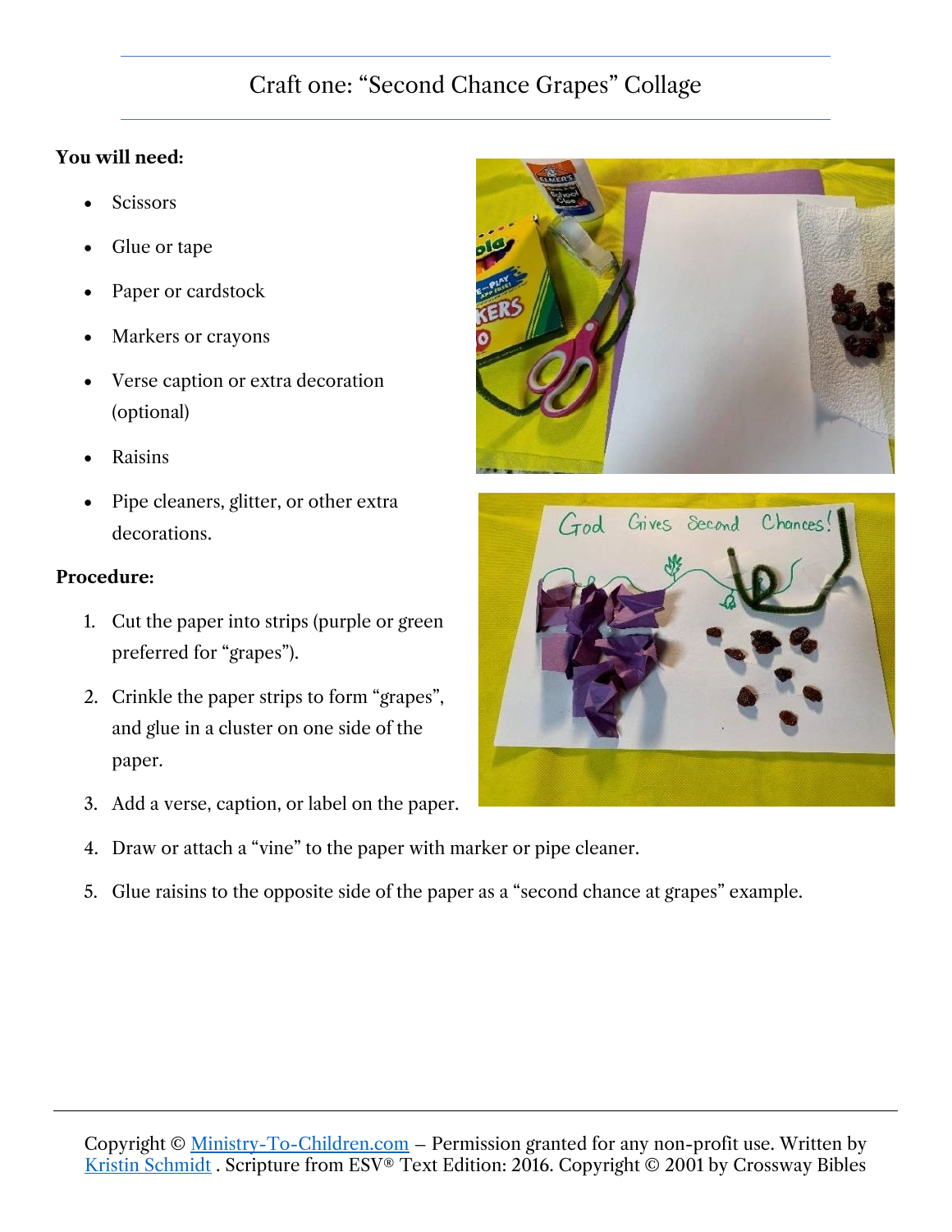## Craft one: "Second Chance Grapes" Collage

**You will need:**

- Scissors
- Glue or tape
- Paper or cardstock
- Markers or crayons
- Verse caption or extra decoration (optional)
- Raisins
- Pipe cleaners, glitter, or other extra decorations.

**Procedure:**

1. Cut the paper into strips (purple or green preferred for "grapes").
2. Crinkle the paper strips to form "grapes", and glue in a cluster on one side of the paper.
3. Add a verse, caption, or label on the paper.
4. Draw or attach a "vine" to the paper with marker or pipe cleaner.
5. Glue raisins to the opposite side of the paper as a "second chance at grapes" example.

Copyright © Ministry-To-Children.com – Permission granted for any non-profit use. Written by Kristin Schmidt . Scripture from ESV® Text Edition: 2016. Copyright © 2001 by Crossway Bibles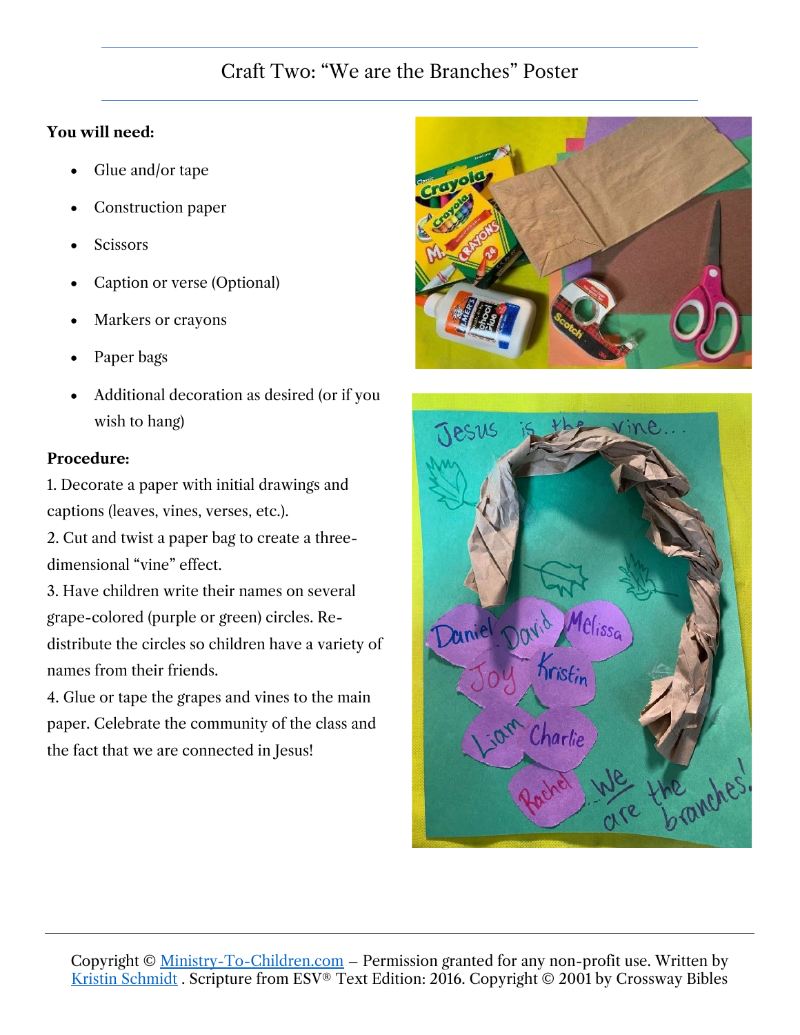## Craft Two: "We are the Branches" Poster

**You will need:**

- Glue and/or tape
- Construction paper
- Scissors
- Caption or verse (Optional)
- Markers or crayons
- Paper bags
- Additional decoration as desired (or if you wish to hang)

**Procedure:**

1. Decorate a paper with initial drawings and captions (leaves, vines, verses, etc.).
2. Cut and twist a paper bag to create a three-dimensional "vine" effect.
3. Have children write their names on several grape-colored (purple or green) circles. Re-distribute the circles so children have a variety of names from their friends.
4. Glue or tape the grapes and vines to the main paper. Celebrate the community of the class and the fact that we are connected in Jesus!

Copyright © Ministry-To-Children.com – Permission granted for any non-profit use. Written by Kristin Schmidt . Scripture from ESV® Text Edition: 2016. Copyright © 2001 by Crossway Bibles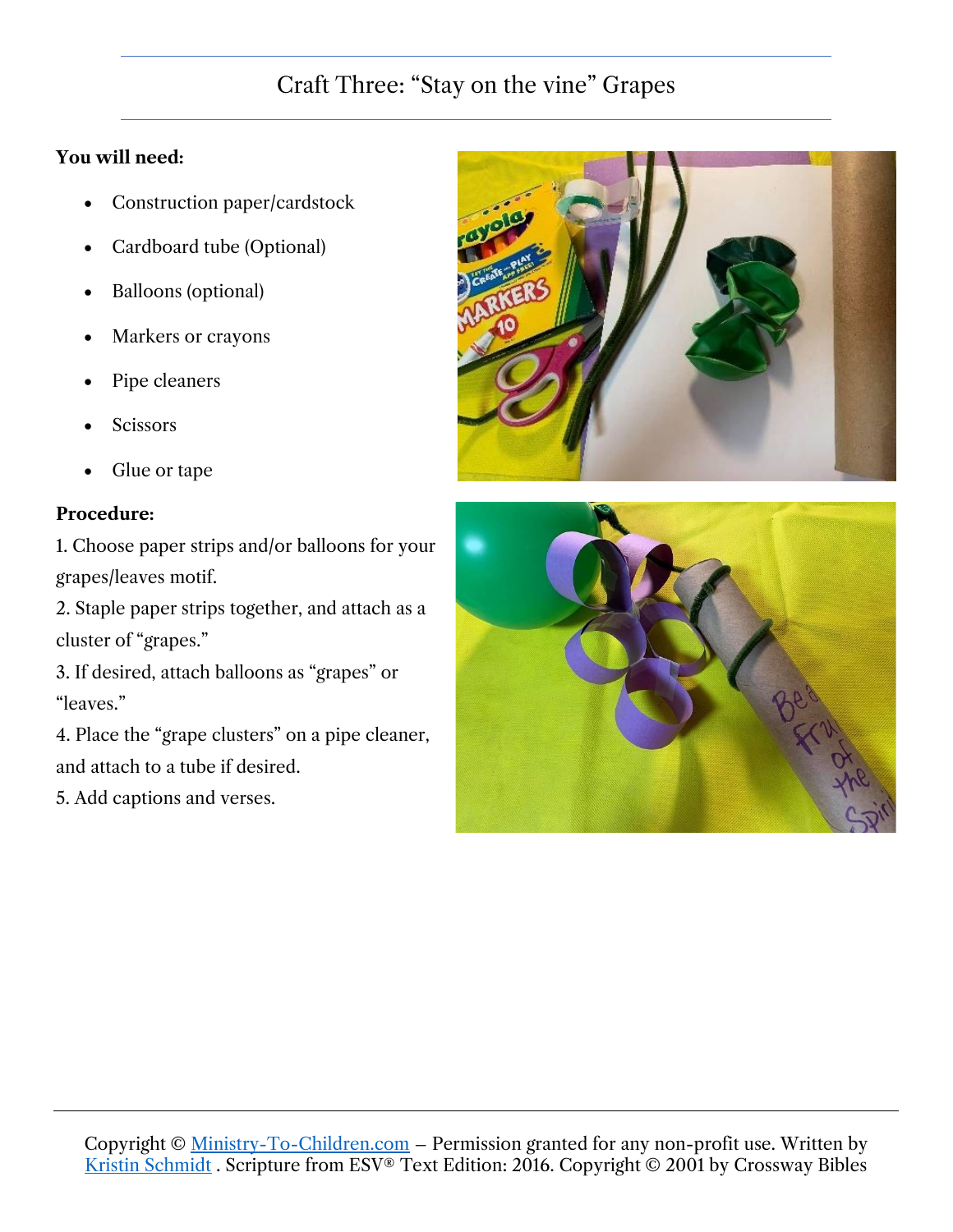## Craft Three: "Stay on the vine" Grapes

**You will need:**

- Construction paper/cardstock
- Cardboard tube (Optional)
- Balloons (optional)
- Markers or crayons
- Pipe cleaners
- Scissors
- Glue or tape

**Procedure:**

1. Choose paper strips and/or balloons for your grapes/leaves motif.
2. Staple paper strips together, and attach as a cluster of "grapes."
3. If desired, attach balloons as "grapes" or "leaves."
4. Place the "grape clusters" on a pipe cleaner, and attach to a tube if desired.
5. Add captions and verses.

Copyright © Ministry-To-Children.com – Permission granted for any non-profit use. Written by Kristin Schmidt . Scripture from ESV® Text Edition: 2016. Copyright © 2001 by Crossway Bibles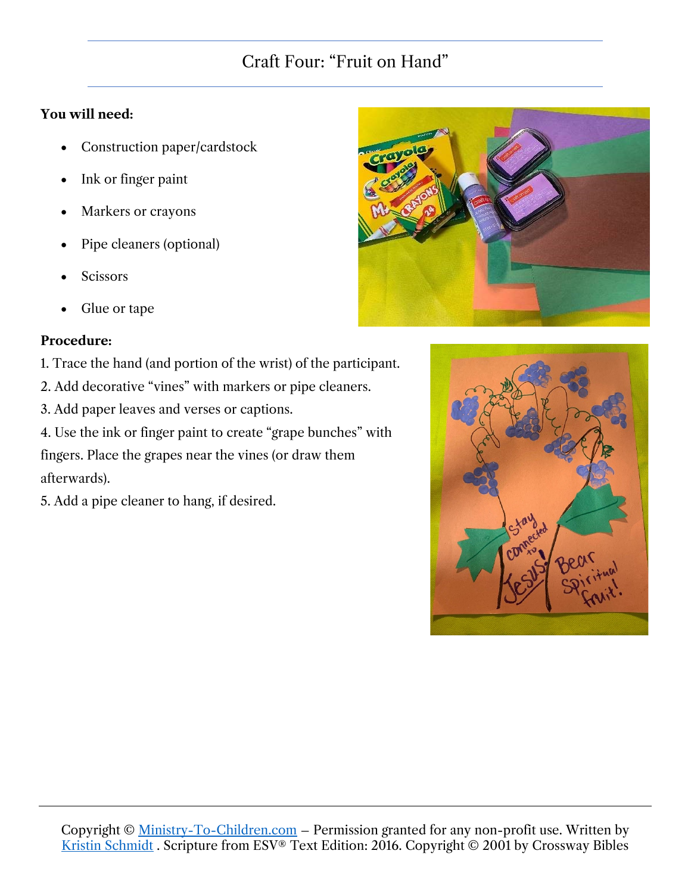# Craft Four: "Fruit on Hand"

**You will need:**

- Construction paper/cardstock
- Ink or finger paint
- Markers or crayons
- Pipe cleaners (optional)
- Scissors
- Glue or tape

**Procedure:**

1. Trace the hand (and portion of the wrist) of the participant.
2. Add decorative "vines" with markers or pipe cleaners.
3. Add paper leaves and verses or captions.
4. Use the ink or finger paint to create "grape bunches" with fingers. Place the grapes near the vines (or draw them afterwards).
5. Add a pipe cleaner to hang, if desired.

Copyright © Ministry-To-Children.com – Permission granted for any non-profit use. Written by Kristin Schmidt . Scripture from ESV® Text Edition: 2016. Copyright © 2001 by Crossway Bibles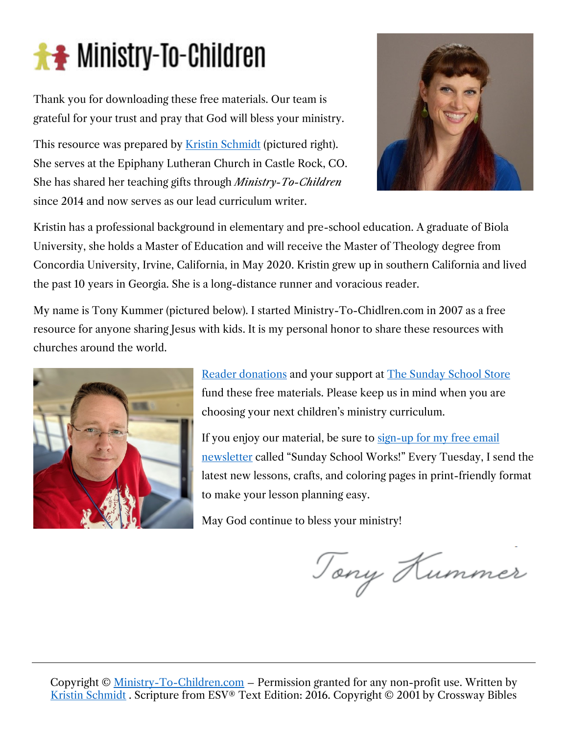# Ministry-To-Children

Thank you for downloading these free materials. Our team is grateful for your trust and pray that God will bless your ministry.

This resource was prepared by Kristin Schmidt (pictured right). She serves at the Epiphany Lutheran Church in Castle Rock, CO. She has shared her teaching gifts through *Ministry-To-Children* since 2014 and now serves as our lead curriculum writer.

Kristin has a professional background in elementary and pre-school education. A graduate of Biola University, she holds a Master of Education and will receive the Master of Theology degree from Concordia University, Irvine, California, in May 2020. Kristin grew up in southern California and lived the past 10 years in Georgia. She is a long-distance runner and voracious reader.

My name is Tony Kummer (pictured below). I started Ministry-To-Chidlren.com in 2007 as a free resource for anyone sharing Jesus with kids. It is my personal honor to share these resources with churches around the world.

Reader donations and your support at The Sunday School Store fund these free materials. Please keep us in mind when you are choosing your next children's ministry curriculum.

If you enjoy our material, be sure to sign-up for my free email newsletter called "Sunday School Works!" Every Tuesday, I send the latest new lessons, crafts, and coloring pages in print-friendly format to make your lesson planning easy.

May God continue to bless your ministry!

Tony Kummer

Copyright © Ministry-To-Children.com – Permission granted for any non-profit use. Written by Kristin Schmidt . Scripture from ESV® Text Edition: 2016. Copyright © 2001 by Crossway Bibles